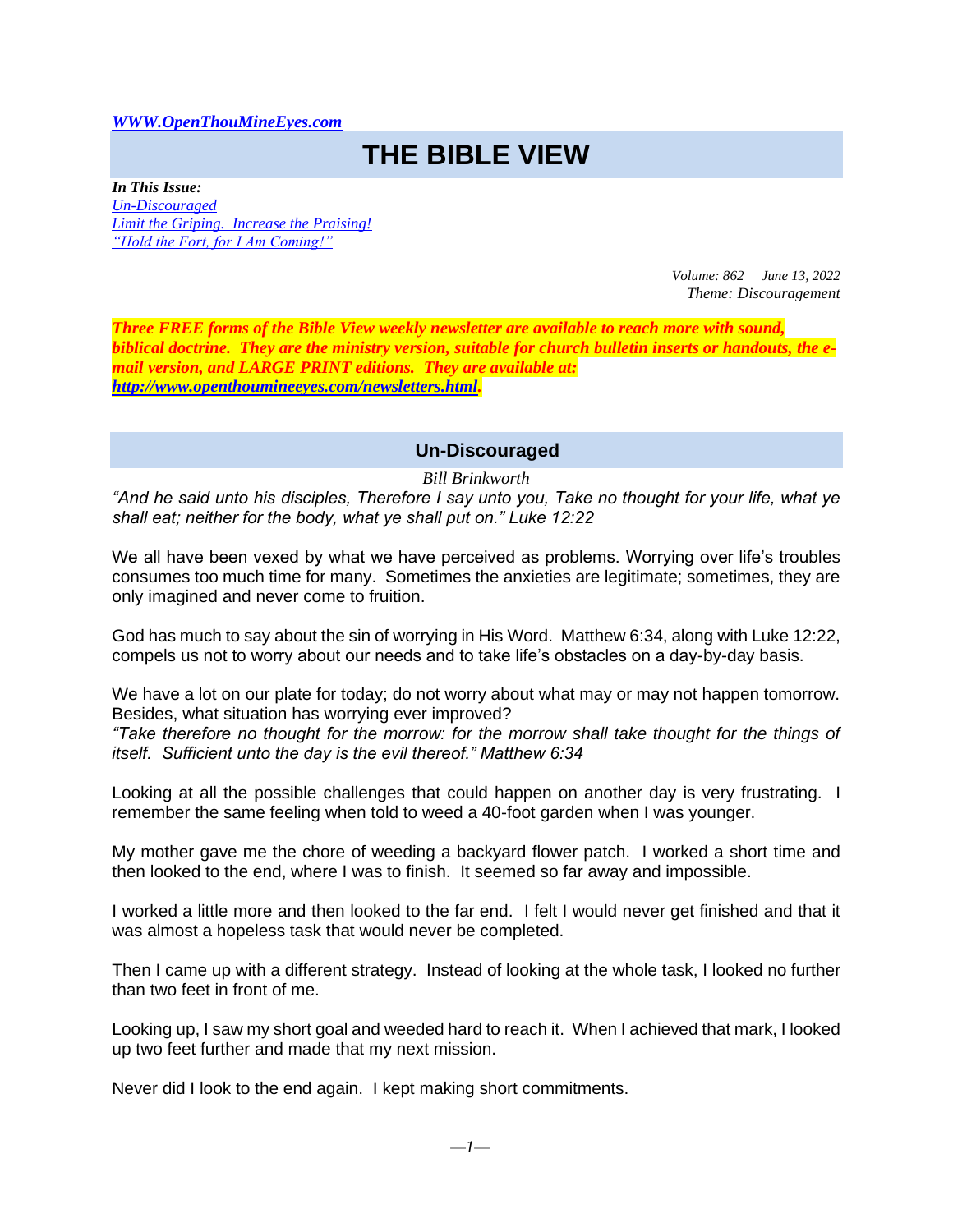*WWW.OpenThouMineEyes.com*

# THE BIBLE VIEW

***In This Issue:***
*Un-Discouraged*
*Limit the Griping. Increase the Praising!*
*"Hold the Fort, for I Am Coming!"*

*Volume: 862 June 13, 2022*
*Theme: Discouragement*

***Three FREE forms of the Bible View weekly newsletter are available to reach more with sound, biblical doctrine. They are the ministry version, suitable for church bulletin inserts or handouts, the e-mail version, and LARGE PRINT editions. They are available at: http://www.openthoumineeyes.com/newsletters.html.***

## Un-Discouraged

*Bill Brinkworth*

*"And he said unto his disciples, Therefore I say unto you, Take no thought for your life, what ye shall eat; neither for the body, what ye shall put on." Luke 12:22*

We all have been vexed by what we have perceived as problems. Worrying over life's troubles consumes too much time for many. Sometimes the anxieties are legitimate; sometimes, they are only imagined and never come to fruition.

God has much to say about the sin of worrying in His Word. Matthew 6:34, along with Luke 12:22, compels us not to worry about our needs and to take life's obstacles on a day-by-day basis.

We have a lot on our plate for today; do not worry about what may or may not happen tomorrow. Besides, what situation has worrying ever improved?
*"Take therefore no thought for the morrow: for the morrow shall take thought for the things of itself. Sufficient unto the day is the evil thereof." Matthew 6:34*

Looking at all the possible challenges that could happen on another day is very frustrating. I remember the same feeling when told to weed a 40-foot garden when I was younger.

My mother gave me the chore of weeding a backyard flower patch. I worked a short time and then looked to the end, where I was to finish. It seemed so far away and impossible.

I worked a little more and then looked to the far end. I felt I would never get finished and that it was almost a hopeless task that would never be completed.

Then I came up with a different strategy. Instead of looking at the whole task, I looked no further than two feet in front of me.

Looking up, I saw my short goal and weeded hard to reach it. When I achieved that mark, I looked up two feet further and made that my next mission.

Never did I look to the end again. I kept making short commitments.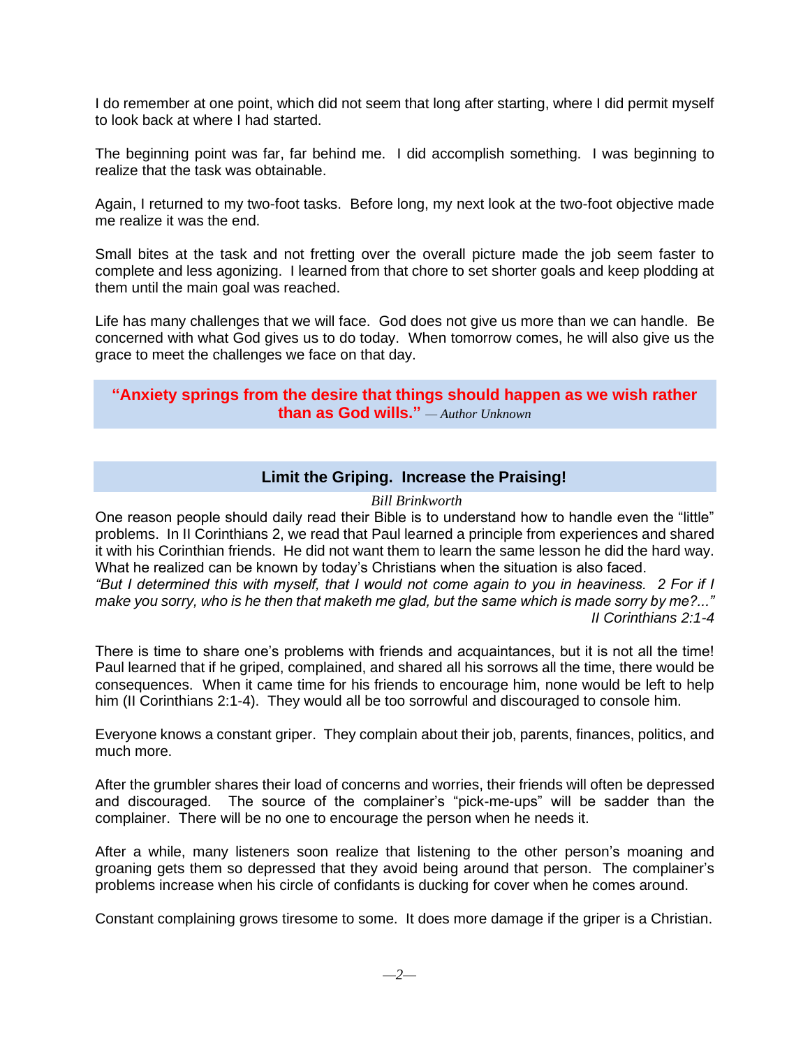I do remember at one point, which did not seem that long after starting, where I did permit myself to look back at where I had started.

The beginning point was far, far behind me. I did accomplish something. I was beginning to realize that the task was obtainable.

Again, I returned to my two-foot tasks. Before long, my next look at the two-foot objective made me realize it was the end.

Small bites at the task and not fretting over the overall picture made the job seem faster to complete and less agonizing. I learned from that chore to set shorter goals and keep plodding at them until the main goal was reached.

Life has many challenges that we will face. God does not give us more than we can handle. Be concerned with what God gives us to do today. When tomorrow comes, he will also give us the grace to meet the challenges we face on that day.

> **"Anxiety springs from the desire that things should happen as we wish rather than as God wills."** *— Author Unknown*

## Limit the Griping. Increase the Praising!

*Bill Brinkworth*

One reason people should daily read their Bible is to understand how to handle even the "little" problems. In II Corinthians 2, we read that Paul learned a principle from experiences and shared it with his Corinthian friends. He did not want them to learn the same lesson he did the hard way. What he realized can be known by today's Christians when the situation is also faced.

*"But I determined this with myself, that I would not come again to you in heaviness. 2 For if I make you sorry, who is he then that maketh me glad, but the same which is made sorry by me?..."*
*II Corinthians 2:1-4*

There is time to share one's problems with friends and acquaintances, but it is not all the time! Paul learned that if he griped, complained, and shared all his sorrows all the time, there would be consequences. When it came time for his friends to encourage him, none would be left to help him (II Corinthians 2:1-4). They would all be too sorrowful and discouraged to console him.

Everyone knows a constant griper. They complain about their job, parents, finances, politics, and much more.

After the grumbler shares their load of concerns and worries, their friends will often be depressed and discouraged. The source of the complainer's "pick-me-ups" will be sadder than the complainer. There will be no one to encourage the person when he needs it.

After a while, many listeners soon realize that listening to the other person's moaning and groaning gets them so depressed that they avoid being around that person. The complainer's problems increase when his circle of confidants is ducking for cover when he comes around.

Constant complaining grows tiresome to some. It does more damage if the griper is a Christian.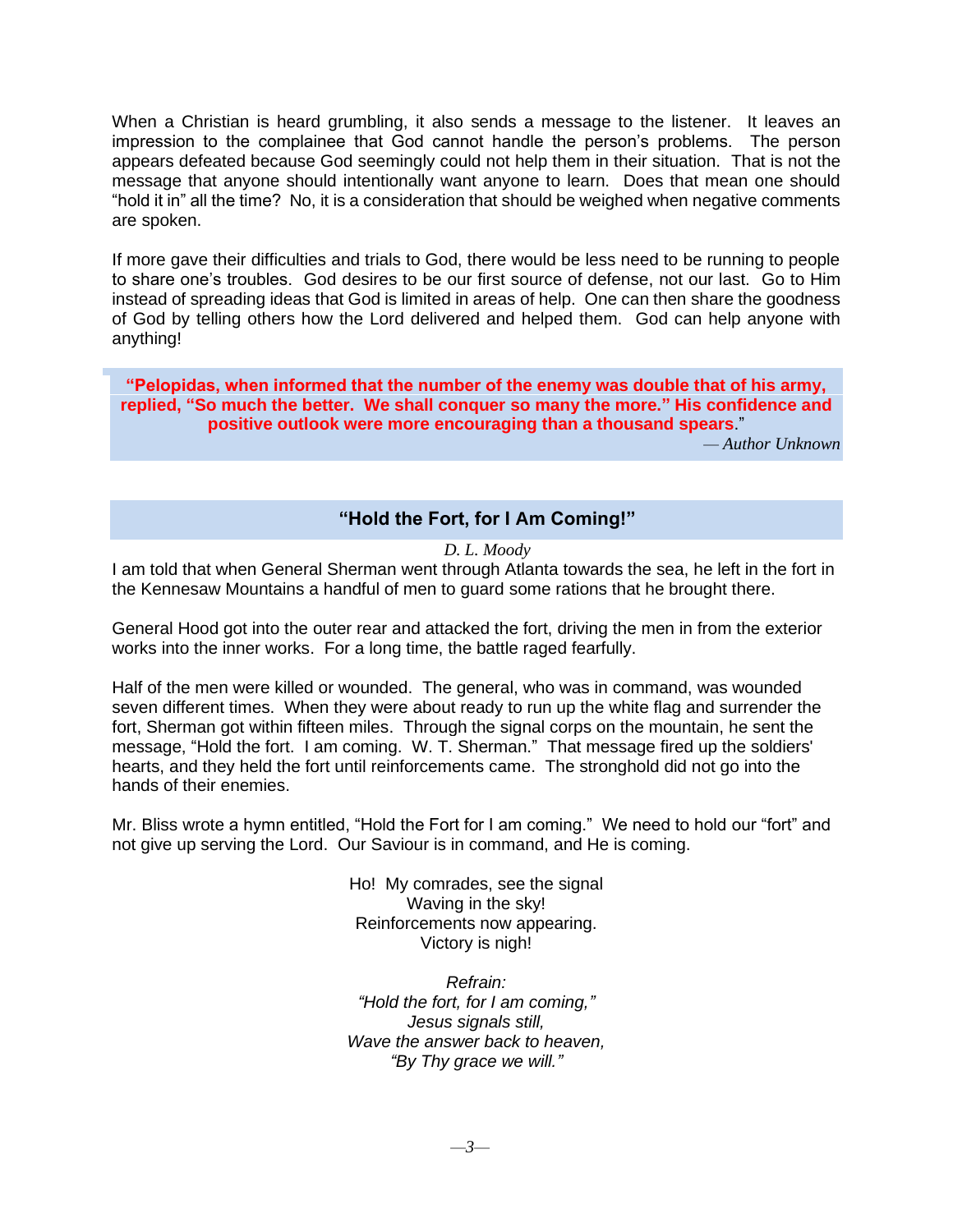When a Christian is heard grumbling, it also sends a message to the listener. It leaves an impression to the complainee that God cannot handle the person's problems. The person appears defeated because God seemingly could not help them in their situation. That is not the message that anyone should intentionally want anyone to learn. Does that mean one should "hold it in" all the time? No, it is a consideration that should be weighed when negative comments are spoken.

If more gave their difficulties and trials to God, there would be less need to be running to people to share one's troubles. God desires to be our first source of defense, not our last. Go to Him instead of spreading ideas that God is limited in areas of help. One can then share the goodness of God by telling others how the Lord delivered and helped them. God can help anyone with anything!

> **"Pelopidas, when informed that the number of the enemy was double that of his army, replied, "So much the better. We shall conquer so many the more." His confidence and positive outlook were more encouraging than a thousand spears."**
>
> *— Author Unknown*

## "Hold the Fort, for I Am Coming!"

*D. L. Moody*

I am told that when General Sherman went through Atlanta towards the sea, he left in the fort in the Kennesaw Mountains a handful of men to guard some rations that he brought there.

General Hood got into the outer rear and attacked the fort, driving the men in from the exterior works into the inner works. For a long time, the battle raged fearfully.

Half of the men were killed or wounded. The general, who was in command, was wounded seven different times. When they were about ready to run up the white flag and surrender the fort, Sherman got within fifteen miles. Through the signal corps on the mountain, he sent the message, "Hold the fort. I am coming. W. T. Sherman." That message fired up the soldiers' hearts, and they held the fort until reinforcements came. The stronghold did not go into the hands of their enemies.

Mr. Bliss wrote a hymn entitled, "Hold the Fort for I am coming." We need to hold our "fort" and not give up serving the Lord. Our Saviour is in command, and He is coming.

Ho! My comrades, see the signal  
Waving in the sky!  
Reinforcements now appearing.  
Victory is nigh!

*Refrain:*  
*"Hold the fort, for I am coming,"*  
*Jesus signals still,*  
*Wave the answer back to heaven,*  
*"By Thy grace we will."*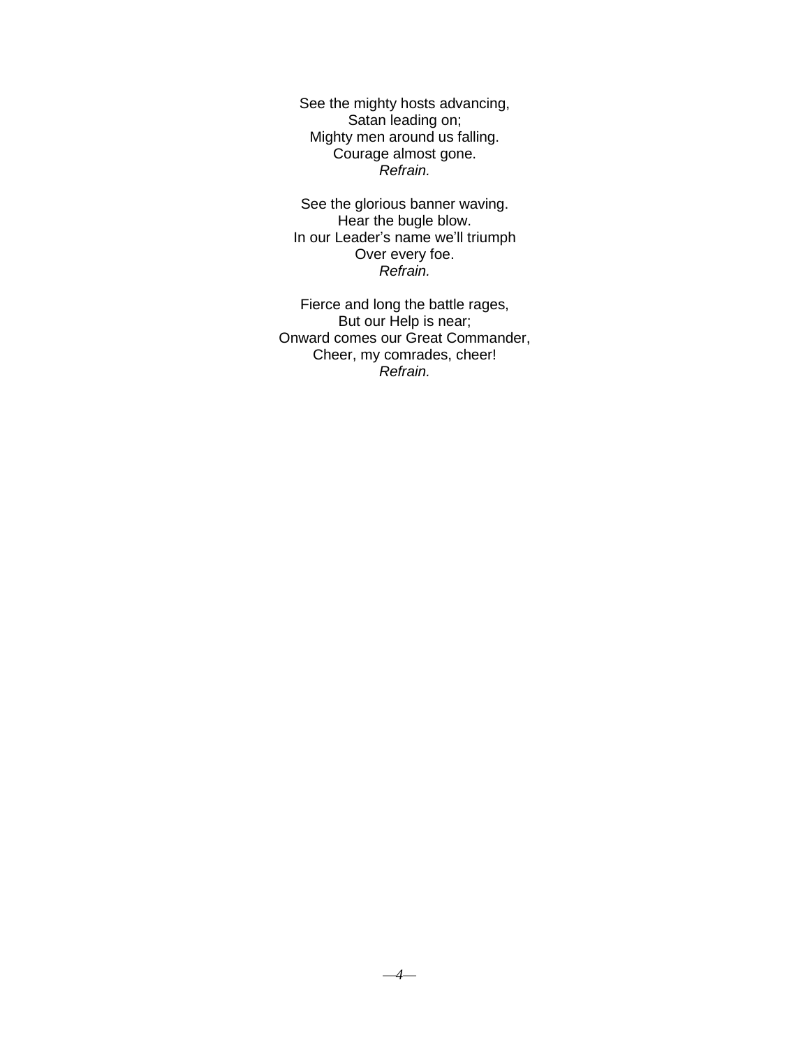See the mighty hosts advancing,  
Satan leading on;  
Mighty men around us falling.  
Courage almost gone.  
*Refrain.*

See the glorious banner waving.  
Hear the bugle blow.  
In our Leader's name we'll triumph  
Over every foe.  
*Refrain.*

Fierce and long the battle rages,  
But our Help is near;  
Onward comes our Great Commander,  
Cheer, my comrades, cheer!  
*Refrain.*